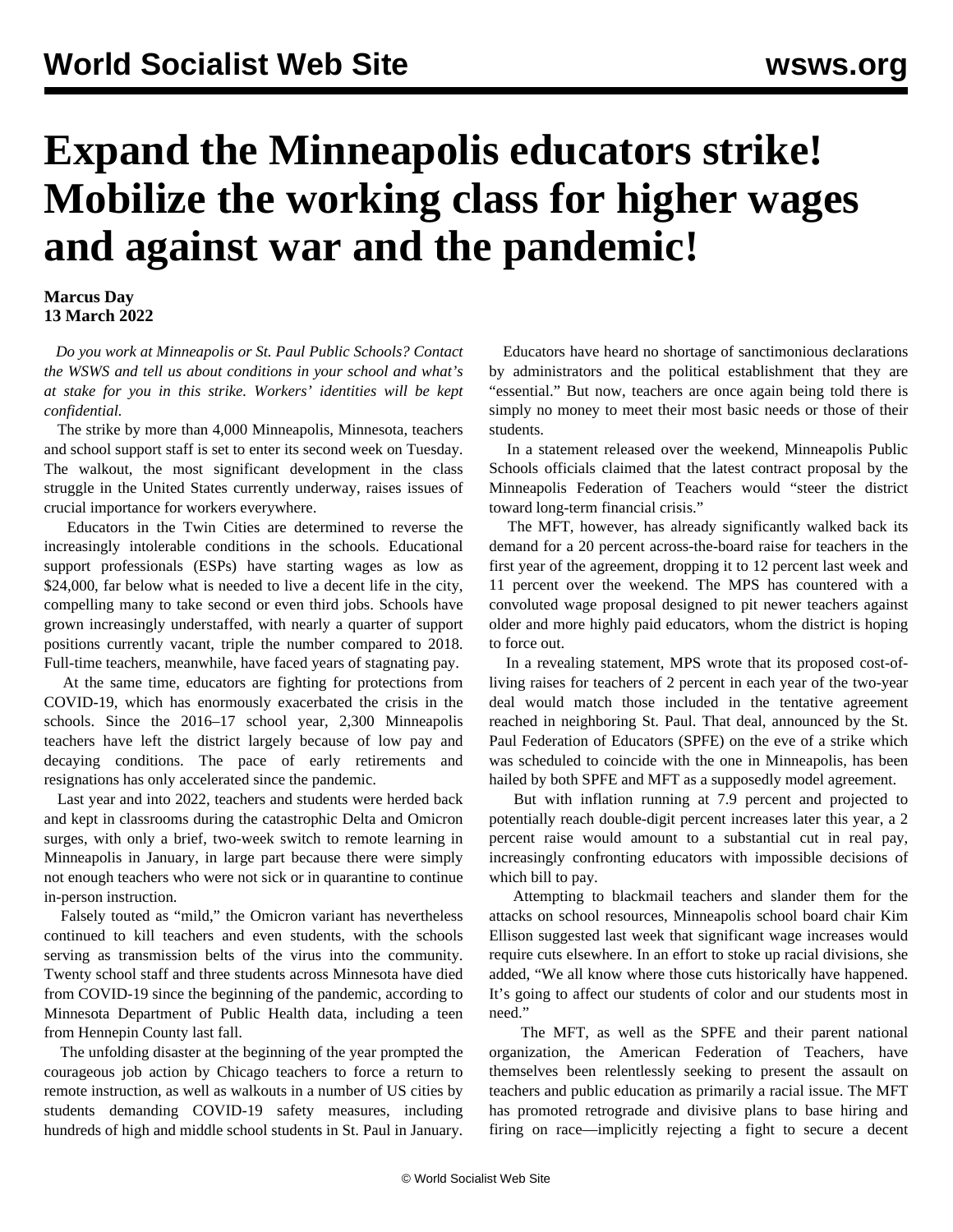# Expand the Minneapolis educators strike! Mobilize the working class for higher wages and against war and the pandemic!

**Marcus Day**
**13 March 2022**

*Do you work at Minneapolis or St. Paul Public Schools? Contact the WSWS and tell us about conditions in your school and what's at stake for you in this strike. Workers' identities will be kept confidential.*

The strike by more than 4,000 Minneapolis, Minnesota, teachers and school support staff is set to enter its second week on Tuesday. The walkout, the most significant development in the class struggle in the United States currently underway, raises issues of crucial importance for workers everywhere.

Educators in the Twin Cities are determined to reverse the increasingly intolerable conditions in the schools. Educational support professionals (ESPs) have starting wages as low as $24,000, far below what is needed to live a decent life in the city, compelling many to take second or even third jobs. Schools have grown increasingly understaffed, with nearly a quarter of support positions currently vacant, triple the number compared to 2018. Full-time teachers, meanwhile, have faced years of stagnating pay.

At the same time, educators are fighting for protections from COVID-19, which has enormously exacerbated the crisis in the schools. Since the 2016–17 school year, 2,300 Minneapolis teachers have left the district largely because of low pay and decaying conditions. The pace of early retirements and resignations has only accelerated since the pandemic.

Last year and into 2022, teachers and students were herded back and kept in classrooms during the catastrophic Delta and Omicron surges, with only a brief, two-week switch to remote learning in Minneapolis in January, in large part because there were simply not enough teachers who were not sick or in quarantine to continue in-person instruction.

Falsely touted as "mild," the Omicron variant has nevertheless continued to kill teachers and even students, with the schools serving as transmission belts of the virus into the community. Twenty school staff and three students across Minnesota have died from COVID-19 since the beginning of the pandemic, according to Minnesota Department of Public Health data, including a teen from Hennepin County last fall.

The unfolding disaster at the beginning of the year prompted the courageous job action by Chicago teachers to force a return to remote instruction, as well as walkouts in a number of US cities by students demanding COVID-19 safety measures, including hundreds of high and middle school students in St. Paul in January.

Educators have heard no shortage of sanctimonious declarations by administrators and the political establishment that they are "essential." But now, teachers are once again being told there is simply no money to meet their most basic needs or those of their students.

In a statement released over the weekend, Minneapolis Public Schools officials claimed that the latest contract proposal by the Minneapolis Federation of Teachers would "steer the district toward long-term financial crisis."

The MFT, however, has already significantly walked back its demand for a 20 percent across-the-board raise for teachers in the first year of the agreement, dropping it to 12 percent last week and 11 percent over the weekend. The MPS has countered with a convoluted wage proposal designed to pit newer teachers against older and more highly paid educators, whom the district is hoping to force out.

In a revealing statement, MPS wrote that its proposed cost-of-living raises for teachers of 2 percent in each year of the two-year deal would match those included in the tentative agreement reached in neighboring St. Paul. That deal, announced by the St. Paul Federation of Educators (SPFE) on the eve of a strike which was scheduled to coincide with the one in Minneapolis, has been hailed by both SPFE and MFT as a supposedly model agreement.

But with inflation running at 7.9 percent and projected to potentially reach double-digit percent increases later this year, a 2 percent raise would amount to a substantial cut in real pay, increasingly confronting educators with impossible decisions of which bill to pay.

Attempting to blackmail teachers and slander them for the attacks on school resources, Minneapolis school board chair Kim Ellison suggested last week that significant wage increases would require cuts elsewhere. In an effort to stoke up racial divisions, she added, "We all know where those cuts historically have happened. It's going to affect our students of color and our students most in need."

The MFT, as well as the SPFE and their parent national organization, the American Federation of Teachers, have themselves been relentlessly seeking to present the assault on teachers and public education as primarily a racial issue. The MFT has promoted retrograde and divisive plans to base hiring and firing on race—implicitly rejecting a fight to secure a decent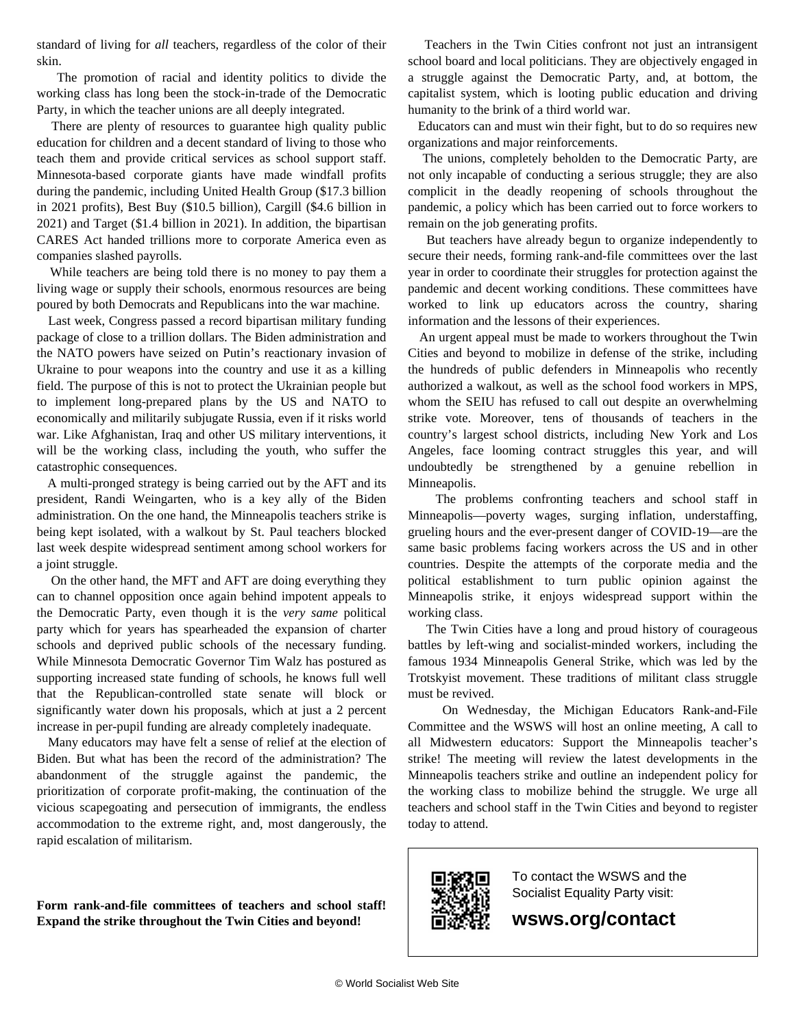standard of living for *all* teachers, regardless of the color of their skin.

The promotion of racial and identity politics to divide the working class has long been the stock-in-trade of the Democratic Party, in which the teacher unions are all deeply integrated.

There are plenty of resources to guarantee high quality public education for children and a decent standard of living to those who teach them and provide critical services as school support staff. Minnesota-based corporate giants have made windfall profits during the pandemic, including United Health Group ($17.3 billion in 2021 profits), Best Buy ($10.5 billion), Cargill ($4.6 billion in 2021) and Target ($1.4 billion in 2021). In addition, the bipartisan CARES Act handed trillions more to corporate America even as companies slashed payrolls.

While teachers are being told there is no money to pay them a living wage or supply their schools, enormous resources are being poured by both Democrats and Republicans into the war machine.

Last week, Congress passed a record bipartisan military funding package of close to a trillion dollars. The Biden administration and the NATO powers have seized on Putin's reactionary invasion of Ukraine to pour weapons into the country and use it as a killing field. The purpose of this is not to protect the Ukrainian people but to implement long-prepared plans by the US and NATO to economically and militarily subjugate Russia, even if it risks world war. Like Afghanistan, Iraq and other US military interventions, it will be the working class, including the youth, who suffer the catastrophic consequences.

A multi-pronged strategy is being carried out by the AFT and its president, Randi Weingarten, who is a key ally of the Biden administration. On the one hand, the Minneapolis teachers strike is being kept isolated, with a walkout by St. Paul teachers blocked last week despite widespread sentiment among school workers for a joint struggle.

On the other hand, the MFT and AFT are doing everything they can to channel opposition once again behind impotent appeals to the Democratic Party, even though it is the *very same* political party which for years has spearheaded the expansion of charter schools and deprived public schools of the necessary funding. While Minnesota Democratic Governor Tim Walz has postured as supporting increased state funding of schools, he knows full well that the Republican-controlled state senate will block or significantly water down his proposals, which at just a 2 percent increase in per-pupil funding are already completely inadequate.

Many educators may have felt a sense of relief at the election of Biden. But what has been the record of the administration? The abandonment of the struggle against the pandemic, the prioritization of corporate profit-making, the continuation of the vicious scapegoating and persecution of immigrants, the endless accommodation to the extreme right, and, most dangerously, the rapid escalation of militarism.

Teachers in the Twin Cities confront not just an intransigent school board and local politicians. They are objectively engaged in a struggle against the Democratic Party, and, at bottom, the capitalist system, which is looting public education and driving humanity to the brink of a third world war.

Educators can and must win their fight, but to do so requires new organizations and major reinforcements.

The unions, completely beholden to the Democratic Party, are not only incapable of conducting a serious struggle; they are also complicit in the deadly reopening of schools throughout the pandemic, a policy which has been carried out to force workers to remain on the job generating profits.

But teachers have already begun to organize independently to secure their needs, forming rank-and-file committees over the last year in order to coordinate their struggles for protection against the pandemic and decent working conditions. These committees have worked to link up educators across the country, sharing information and the lessons of their experiences.

An urgent appeal must be made to workers throughout the Twin Cities and beyond to mobilize in defense of the strike, including the hundreds of public defenders in Minneapolis who recently authorized a walkout, as well as the school food workers in MPS, whom the SEIU has refused to call out despite an overwhelming strike vote. Moreover, tens of thousands of teachers in the country's largest school districts, including New York and Los Angeles, face looming contract struggles this year, and will undoubtedly be strengthened by a genuine rebellion in Minneapolis.

The problems confronting teachers and school staff in Minneapolis—poverty wages, surging inflation, understaffing, grueling hours and the ever-present danger of COVID-19—are the same basic problems facing workers across the US and in other countries. Despite the attempts of the corporate media and the political establishment to turn public opinion against the Minneapolis strike, it enjoys widespread support within the working class.

The Twin Cities have a long and proud history of courageous battles by left-wing and socialist-minded workers, including the famous 1934 Minneapolis General Strike, which was led by the Trotskyist movement. These traditions of militant class struggle must be revived.

On Wednesday, the Michigan Educators Rank-and-File Committee and the WSWS will host an online meeting, A call to all Midwestern educators: Support the Minneapolis teacher's strike! The meeting will review the latest developments in the Minneapolis teachers strike and outline an independent policy for the working class to mobilize behind the struggle. We urge all teachers and school staff in the Twin Cities and beyond to register today to attend.

**Form rank-and-file committees of teachers and school staff! Expand the strike throughout the Twin Cities and beyond!**

To contact the WSWS and the Socialist Equality Party visit:

**wsws.org/contact**